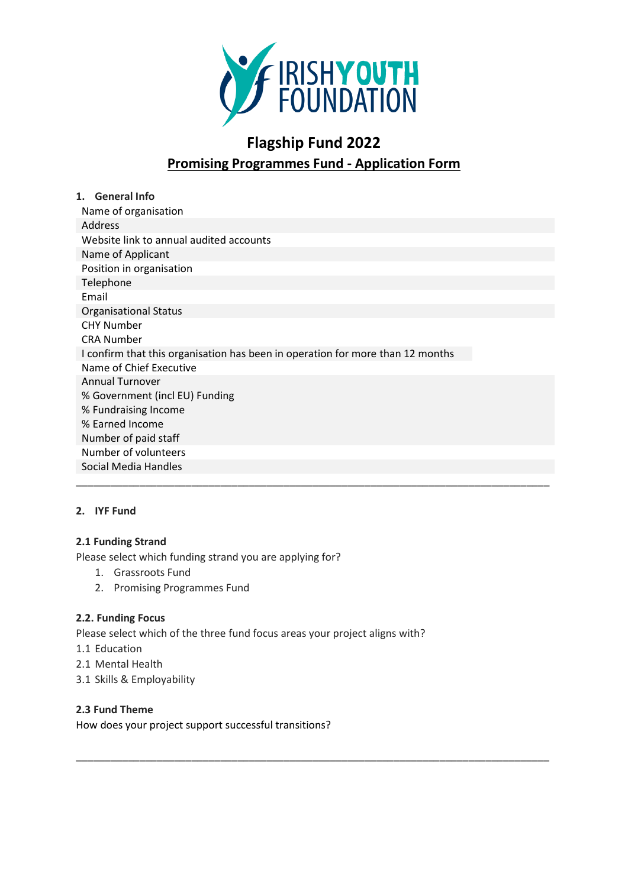IRISH YOUTH FOUNDATION

# Flagship Fund 2022

## Promising Programmes Fund - Application Form

**1. General Info**

| | |
|---|---|
| Name of organisation | |
| Address | |
| Website link to annual audited accounts | |
| Name of Applicant | |
| Position in organisation | |
| Telephone | |
| Email | |
| Organisational Status | |
| CHY Number | |
| CRA Number | |
| I confirm that this organisation has been in operation for more than 12 months | |
| Name of Chief Executive | |
| Annual Turnover | |
| % Government (incl EU) Funding | |
| % Fundraising Income | |
| % Earned Income | |
| Number of paid staff | |
| Number of volunteers | |
| Social Media Handles | |

---

**2. IYF Fund**

**2.1 Funding Strand**

Please select which funding strand you are applying for?

1. Grassroots Fund
2. Promising Programmes Fund

**2.2. Funding Focus**

Please select which of the three fund focus areas your project aligns with?

1.1 Education
2.1 Mental Health
3.1 Skills & Employability

**2.3 Fund Theme**

How does your project support successful transitions?

---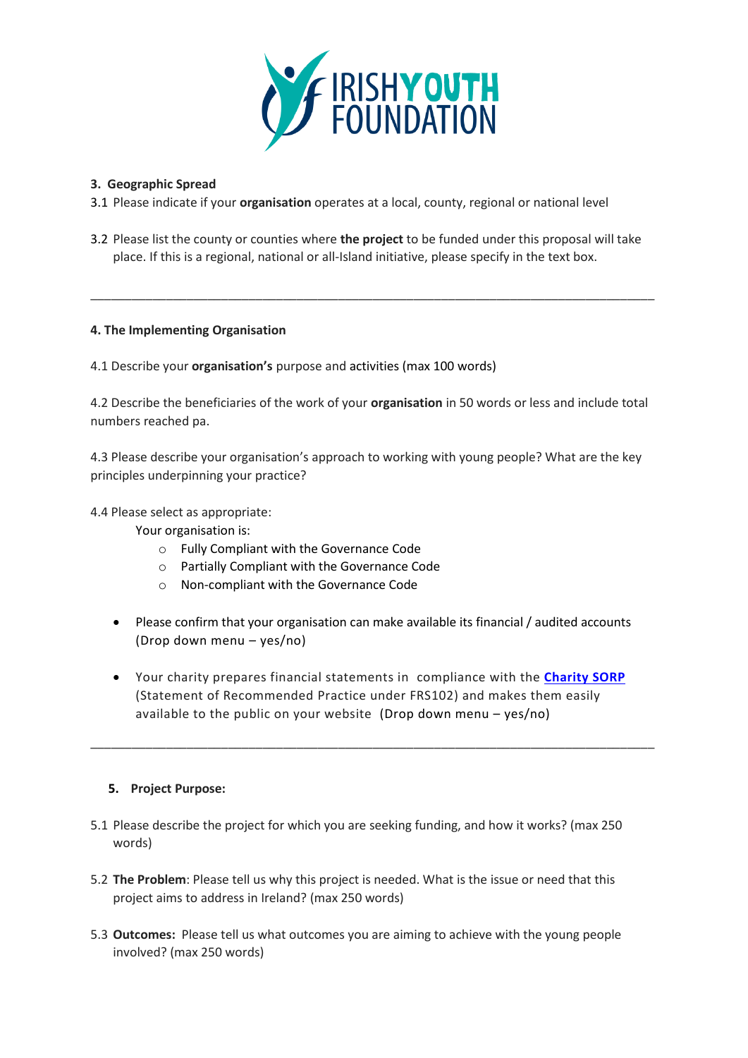### 3. Geographic Spread

3.1 Please indicate if your **organisation** operates at a local, county, regional or national level

3.2 Please list the county or counties where **the project** to be funded under this proposal will take place. If this is a regional, national or all-Island initiative, please specify in the text box.

---

### 4. The Implementing Organisation

4.1 Describe your **organisation's** purpose and activities (max 100 words)

4.2 Describe the beneficiaries of the work of your **organisation** in 50 words or less and include total numbers reached pa.

4.3 Please describe your organisation's approach to working with young people? What are the key principles underpinning your practice?

4.4 Please select as appropriate:

Your organisation is:

- Fully Compliant with the Governance Code
- Partially Compliant with the Governance Code
- Non-compliant with the Governance Code

- Please confirm that your organisation can make available its financial / audited accounts (Drop down menu – yes/no)
- Your charity prepares financial statements in compliance with the **Charity SORP** (Statement of Recommended Practice under FRS102) and makes them easily available to the public on your website (Drop down menu – yes/no)

---

### 5. Project Purpose:

5.1 Please describe the project for which you are seeking funding, and how it works? (max 250 words)

5.2 **The Problem**: Please tell us why this project is needed. What is the issue or need that this project aims to address in Ireland? (max 250 words)

5.3 **Outcomes:** Please tell us what outcomes you are aiming to achieve with the young people involved? (max 250 words)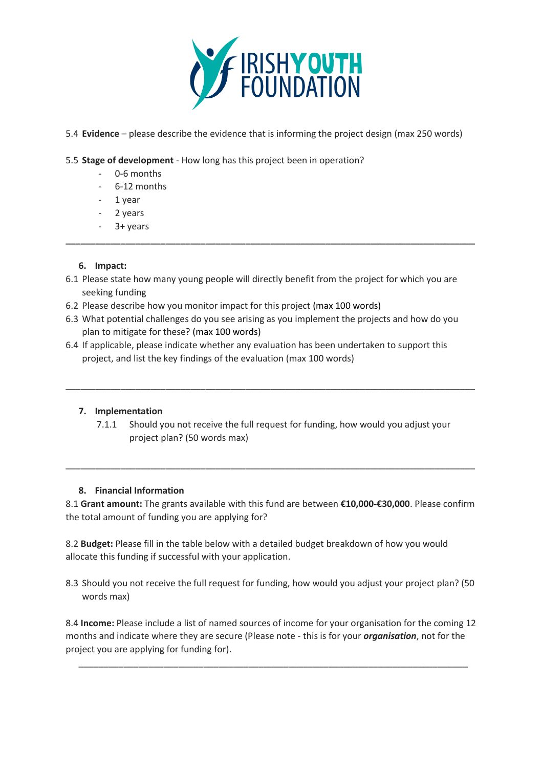5.4 **Evidence** – please describe the evidence that is informing the project design (max 250 words)

5.5 **Stage of development** - How long has this project been in operation?

- 0-6 months
- 6-12 months
- 1 year
- 2 years
- 3+ years

---

## 6. Impact:

6.1 Please state how many young people will directly benefit from the project for which you are seeking funding

6.2 Please describe how you monitor impact for this project (max 100 words)

6.3 What potential challenges do you see arising as you implement the projects and how do you plan to mitigate for these? (max 100 words)

6.4 If applicable, please indicate whether any evaluation has been undertaken to support this project, and list the key findings of the evaluation (max 100 words)

---

## 7. Implementation

7.1.1 Should you not receive the full request for funding, how would you adjust your project plan? (50 words max)

---

## 8. Financial Information

8.1 **Grant amount:** The grants available with this fund are between **€10,000-€30,000**. Please confirm the total amount of funding you are applying for?

8.2 **Budget:** Please fill in the table below with a detailed budget breakdown of how you would allocate this funding if successful with your application.

8.3 Should you not receive the full request for funding, how would you adjust your project plan? (50 words max)

8.4 **Income:** Please include a list of named sources of income for your organisation for the coming 12 months and indicate where they are secure (Please note - this is for your ***organisation***, not for the project you are applying for funding for).

---